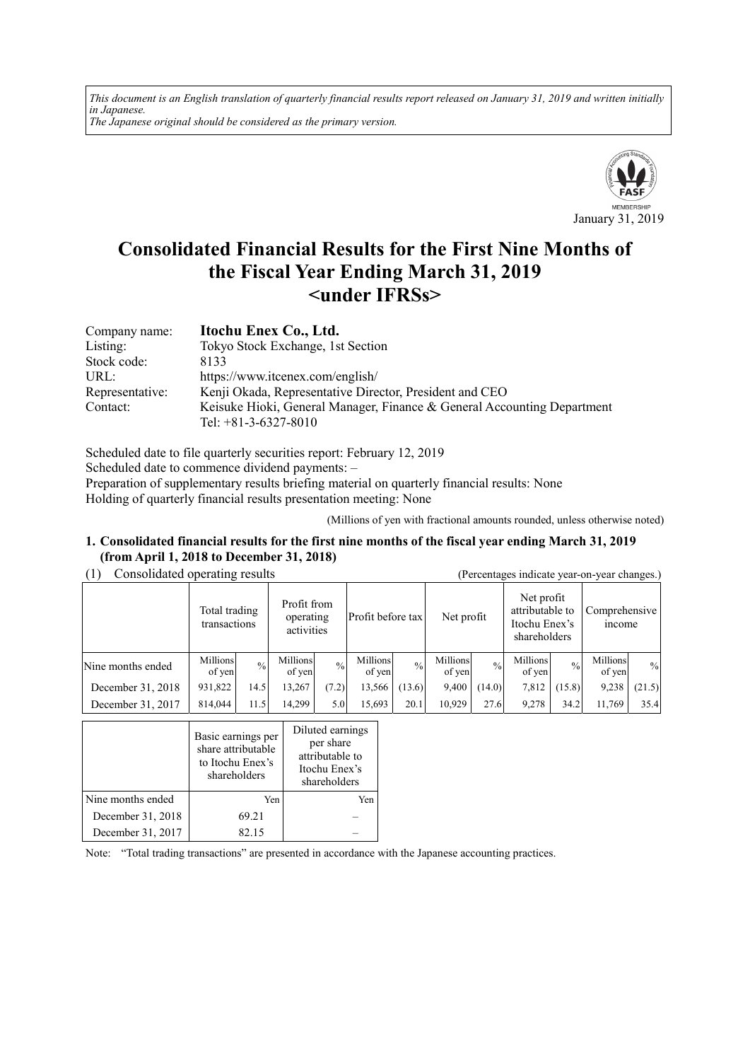*This document is an English translation of quarterly financial results report released on January 31, 2019 and written initially in Japanese.*
*The Japanese original should be considered as the primary version.*

January 31, 2019

# Consolidated Financial Results for the First Nine Months of the Fiscal Year Ending March 31, 2019 <under IFRSs>

| | |
|---|---|
| Company name: | **Itochu Enex Co., Ltd.** |
| Listing: | Tokyo Stock Exchange, 1st Section |
| Stock code: | 8133 |
| URL: | https://www.itcenex.com/english/ |
| Representative: | Kenji Okada, Representative Director, President and CEO |
| Contact: | Keisuke Hioki, General Manager, Finance & General Accounting Department Tel: +81-3-6327-8010 |

Scheduled date to file quarterly securities report: February 12, 2019
Scheduled date to commence dividend payments: –
Preparation of supplementary results briefing material on quarterly financial results: None
Holding of quarterly financial results presentation meeting: None

(Millions of yen with fractional amounts rounded, unless otherwise noted)

## 1. Consolidated financial results for the first nine months of the fiscal year ending March 31, 2019 (from April 1, 2018 to December 31, 2018)

(1) Consolidated operating results (Percentages indicate year-on-year changes.)

| | Total trading transactions | | Profit from operating activities | | Profit before tax | | Net profit | | Net profit attributable to Itochu Enex's shareholders | | Comprehensive income | |
|---|---|---|---|---|---|---|---|---|---|---|---|---|
| Nine months ended | Millions of yen | % | Millions of yen | % | Millions of yen | % | Millions of yen | % | Millions of yen | % | Millions of yen | % |
| December 31, 2018 | 931,822 | 14.5 | 13,267 | (7.2) | 13,566 | (13.6) | 9,400 | (14.0) | 7,812 | (15.8) | 9,238 | (21.5) |
| December 31, 2017 | 814,044 | 11.5 | 14,299 | 5.0 | 15,693 | 20.1 | 10,929 | 27.6 | 9,278 | 34.2 | 11,769 | 35.4 |

| | Basic earnings per share attributable to Itochu Enex's shareholders | Diluted earnings per share attributable to Itochu Enex's shareholders |
|---|---|---|
| Nine months ended | Yen | Yen |
| December 31, 2018 | 69.21 | – |
| December 31, 2017 | 82.15 | – |

Note: "Total trading transactions" are presented in accordance with the Japanese accounting practices.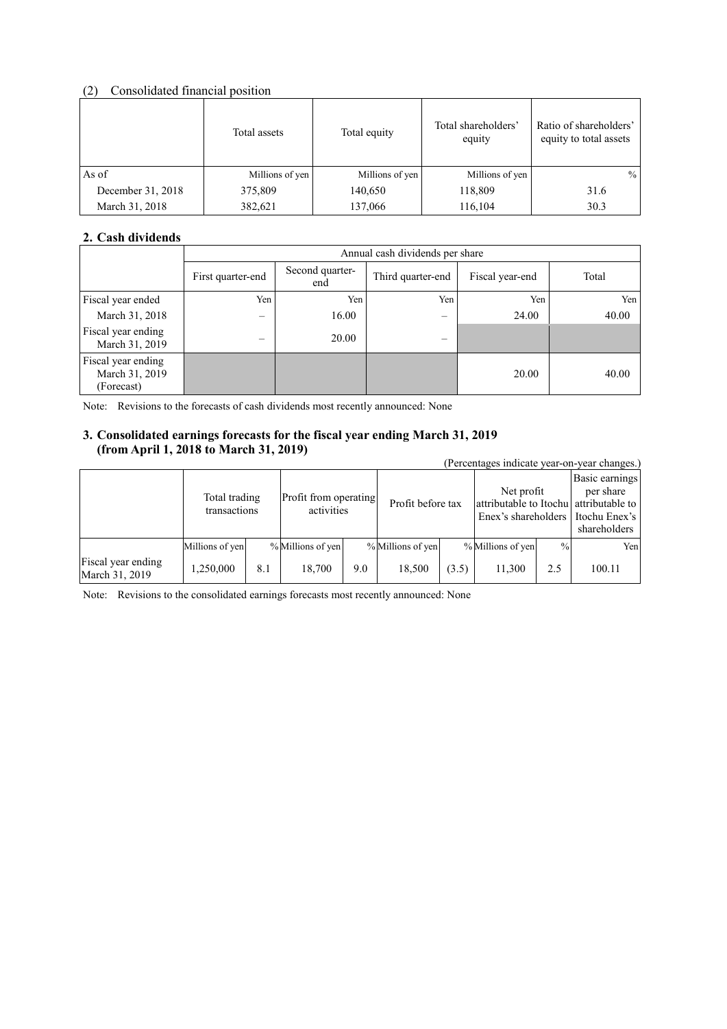## (2) Consolidated financial position

| | Total assets | Total equity | Total shareholders' equity | Ratio of shareholders' equity to total assets |
|---|---|---|---|---|
| As of | Millions of yen | Millions of yen | Millions of yen | % |
| December 31, 2018 | 375,809 | 140,650 | 118,809 | 31.6 |
| March 31, 2018 | 382,621 | 137,066 | 116,104 | 30.3 |

## 2. Cash dividends

| | Annual cash dividends per share | | | | |
|---|---|---|---|---|---|
| | First quarter-end | Second quarter-end | Third quarter-end | Fiscal year-end | Total |
| Fiscal year ended | Yen | Yen | Yen | Yen | Yen |
| March 31, 2018 | – | 16.00 | – | 24.00 | 40.00 |
| Fiscal year ending March 31, 2019 | – | 20.00 | – | | |
| Fiscal year ending March 31, 2019 (Forecast) | | | | 20.00 | 40.00 |

Note: Revisions to the forecasts of cash dividends most recently announced: None

## 3. Consolidated earnings forecasts for the fiscal year ending March 31, 2019 (from April 1, 2018 to March 31, 2019)

(Percentages indicate year-on-year changes.)

| | Total trading transactions | | Profit from operating activities | | Profit before tax | | Net profit attributable to Itochu Enex's shareholders | | Basic earnings per share attributable to Itochu Enex's shareholders |
|---|---|---|---|---|---|---|---|---|---|
| | Millions of yen | % | Millions of yen | % | Millions of yen | % | Millions of yen | % | Yen |
| Fiscal year ending March 31, 2019 | 1,250,000 | 8.1 | 18,700 | 9.0 | 18,500 | (3.5) | 11,300 | 2.5 | 100.11 |

Note: Revisions to the consolidated earnings forecasts most recently announced: None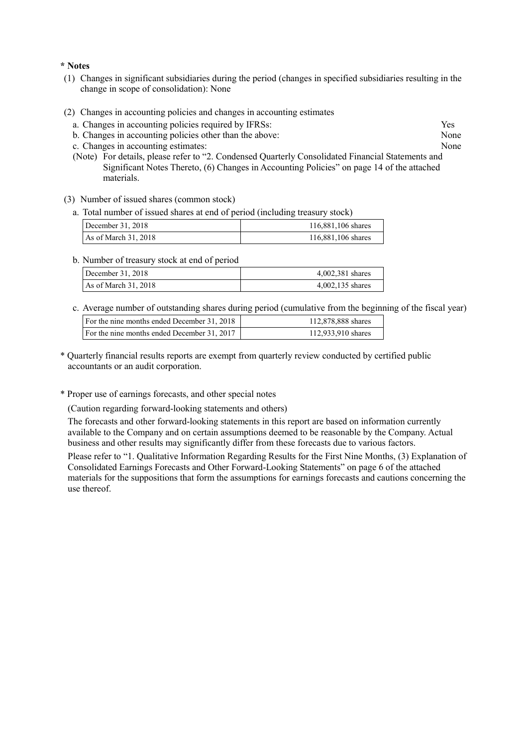**\* Notes**

(1) Changes in significant subsidiaries during the period (changes in specified subsidiaries resulting in the change in scope of consolidation): None

(2) Changes in accounting policies and changes in accounting estimates

a. Changes in accounting policies required by IFRSs: Yes

b. Changes in accounting policies other than the above: None

c. Changes in accounting estimates: None

(Note) For details, please refer to "2. Condensed Quarterly Consolidated Financial Statements and Significant Notes Thereto, (6) Changes in Accounting Policies" on page 14 of the attached materials.

(3) Number of issued shares (common stock)

a. Total number of issued shares at end of period (including treasury stock)

| | |
|---|---|
| December 31, 2018 | 116,881,106 shares |
| As of March 31, 2018 | 116,881,106 shares |

b. Number of treasury stock at end of period

| | |
|---|---|
| December 31, 2018 | 4,002,381 shares |
| As of March 31, 2018 | 4,002,135 shares |

c. Average number of outstanding shares during period (cumulative from the beginning of the fiscal year)

| | |
|---|---|
| For the nine months ended December 31, 2018 | 112,878,888 shares |
| For the nine months ended December 31, 2017 | 112,933,910 shares |

\* Quarterly financial results reports are exempt from quarterly review conducted by certified public accountants or an audit corporation.

\* Proper use of earnings forecasts, and other special notes

(Caution regarding forward-looking statements and others)

The forecasts and other forward-looking statements in this report are based on information currently available to the Company and on certain assumptions deemed to be reasonable by the Company. Actual business and other results may significantly differ from these forecasts due to various factors.

Please refer to "1. Qualitative Information Regarding Results for the First Nine Months, (3) Explanation of Consolidated Earnings Forecasts and Other Forward-Looking Statements" on page 6 of the attached materials for the suppositions that form the assumptions for earnings forecasts and cautions concerning the use thereof.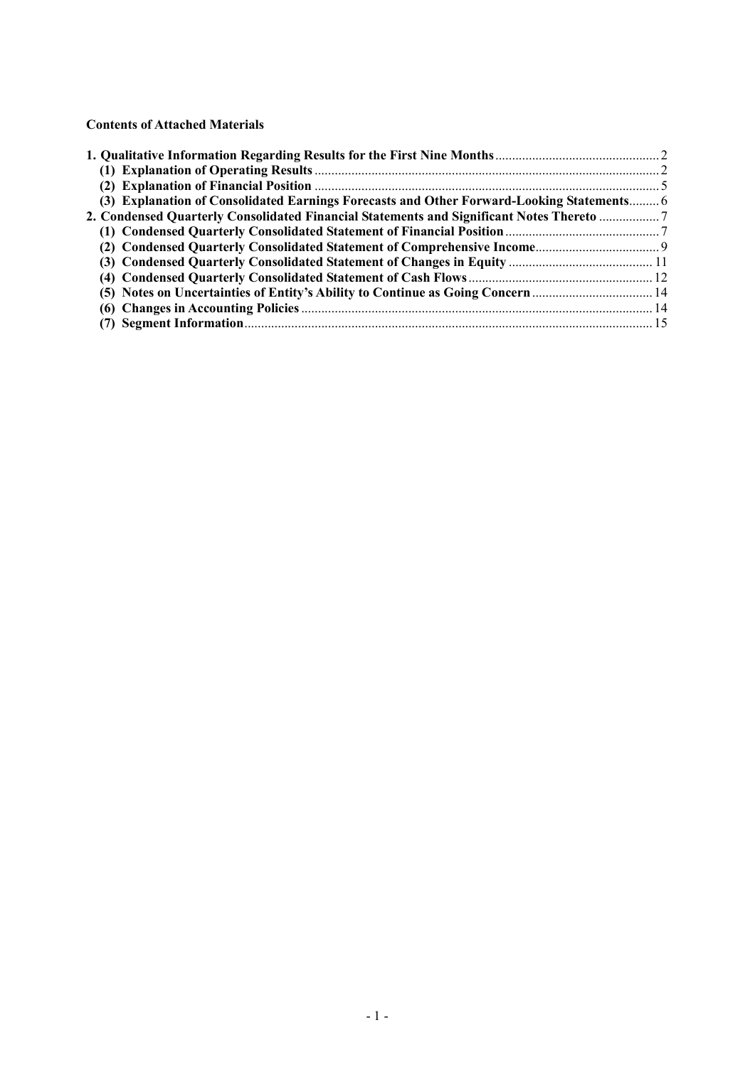**Contents of Attached Materials**

**1. Qualitative Information Regarding Results for the First Nine Months** ........ 2
  **(1) Explanation of Operating Results** ........ 2
  **(2) Explanation of Financial Position** ........ 5
  **(3) Explanation of Consolidated Earnings Forecasts and Other Forward-Looking Statements** ........ 6
**2. Condensed Quarterly Consolidated Financial Statements and Significant Notes Thereto** ........ 7
  **(1) Condensed Quarterly Consolidated Statement of Financial Position** ........ 7
  **(2) Condensed Quarterly Consolidated Statement of Comprehensive Income** ........ 9
  **(3) Condensed Quarterly Consolidated Statement of Changes in Equity** ........ 11
  **(4) Condensed Quarterly Consolidated Statement of Cash Flows** ........ 12
  **(5) Notes on Uncertainties of Entity's Ability to Continue as Going Concern** ........ 14
  **(6) Changes in Accounting Policies** ........ 14
  **(7) Segment Information** ........ 15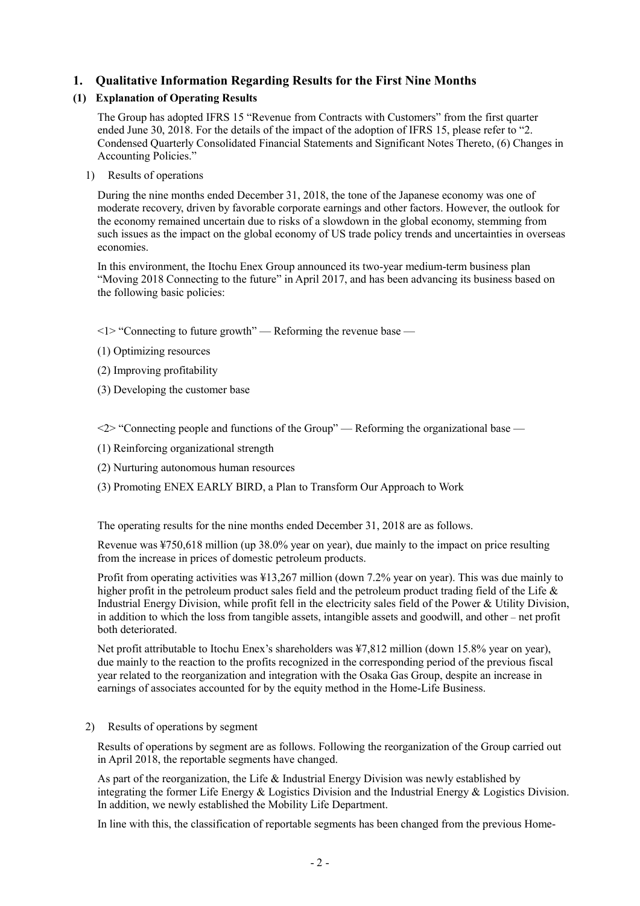## 1. Qualitative Information Regarding Results for the First Nine Months

### (1) Explanation of Operating Results

The Group has adopted IFRS 15 "Revenue from Contracts with Customers" from the first quarter ended June 30, 2018. For the details of the impact of the adoption of IFRS 15, please refer to "2. Condensed Quarterly Consolidated Financial Statements and Significant Notes Thereto, (6) Changes in Accounting Policies."

1) Results of operations

During the nine months ended December 31, 2018, the tone of the Japanese economy was one of moderate recovery, driven by favorable corporate earnings and other factors. However, the outlook for the economy remained uncertain due to risks of a slowdown in the global economy, stemming from such issues as the impact on the global economy of US trade policy trends and uncertainties in overseas economies.

In this environment, the Itochu Enex Group announced its two-year medium-term business plan "Moving 2018 Connecting to the future" in April 2017, and has been advancing its business based on the following basic policies:

<1> "Connecting to future growth" — Reforming the revenue base —

(1) Optimizing resources

(2) Improving profitability

(3) Developing the customer base

<2> "Connecting people and functions of the Group" — Reforming the organizational base —

(1) Reinforcing organizational strength

(2) Nurturing autonomous human resources

(3) Promoting ENEX EARLY BIRD, a Plan to Transform Our Approach to Work

The operating results for the nine months ended December 31, 2018 are as follows.

Revenue was ¥750,618 million (up 38.0% year on year), due mainly to the impact on price resulting from the increase in prices of domestic petroleum products.

Profit from operating activities was ¥13,267 million (down 7.2% year on year). This was due mainly to higher profit in the petroleum product sales field and the petroleum product trading field of the Life & Industrial Energy Division, while profit fell in the electricity sales field of the Power & Utility Division, in addition to which the loss from tangible assets, intangible assets and goodwill, and other – net profit both deteriorated.

Net profit attributable to Itochu Enex's shareholders was ¥7,812 million (down 15.8% year on year), due mainly to the reaction to the profits recognized in the corresponding period of the previous fiscal year related to the reorganization and integration with the Osaka Gas Group, despite an increase in earnings of associates accounted for by the equity method in the Home-Life Business.

2) Results of operations by segment

Results of operations by segment are as follows. Following the reorganization of the Group carried out in April 2018, the reportable segments have changed.

As part of the reorganization, the Life & Industrial Energy Division was newly established by integrating the former Life Energy & Logistics Division and the Industrial Energy & Logistics Division. In addition, we newly established the Mobility Life Department.

In line with this, the classification of reportable segments has been changed from the previous Home-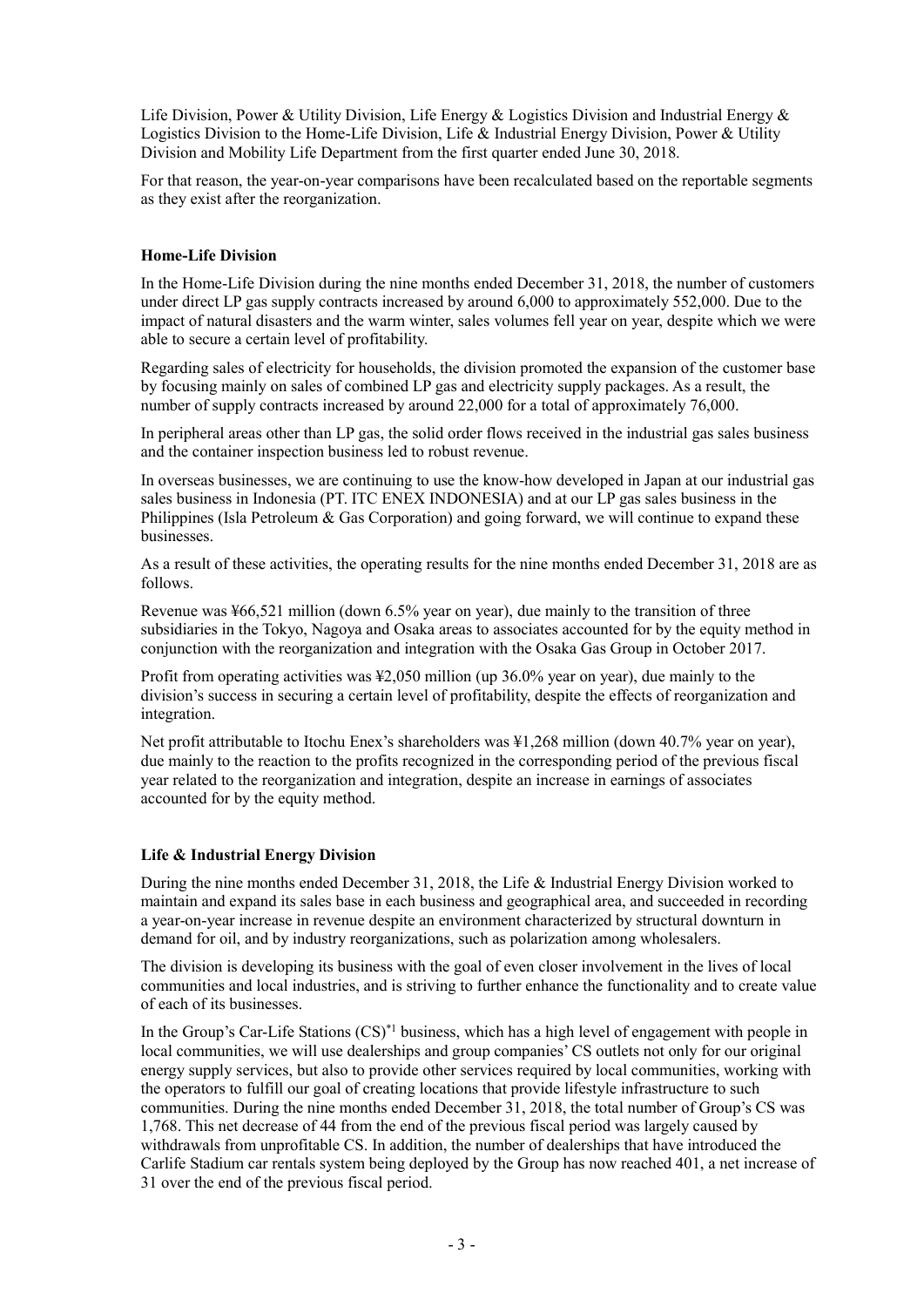Life Division, Power & Utility Division, Life Energy & Logistics Division and Industrial Energy & Logistics Division to the Home-Life Division, Life & Industrial Energy Division, Power & Utility Division and Mobility Life Department from the first quarter ended June 30, 2018.

For that reason, the year-on-year comparisons have been recalculated based on the reportable segments as they exist after the reorganization.

**Home-Life Division**

In the Home-Life Division during the nine months ended December 31, 2018, the number of customers under direct LP gas supply contracts increased by around 6,000 to approximately 552,000. Due to the impact of natural disasters and the warm winter, sales volumes fell year on year, despite which we were able to secure a certain level of profitability.

Regarding sales of electricity for households, the division promoted the expansion of the customer base by focusing mainly on sales of combined LP gas and electricity supply packages. As a result, the number of supply contracts increased by around 22,000 for a total of approximately 76,000.

In peripheral areas other than LP gas, the solid order flows received in the industrial gas sales business and the container inspection business led to robust revenue.

In overseas businesses, we are continuing to use the know-how developed in Japan at our industrial gas sales business in Indonesia (PT. ITC ENEX INDONESIA) and at our LP gas sales business in the Philippines (Isla Petroleum & Gas Corporation) and going forward, we will continue to expand these businesses.

As a result of these activities, the operating results for the nine months ended December 31, 2018 are as follows.

Revenue was ¥66,521 million (down 6.5% year on year), due mainly to the transition of three subsidiaries in the Tokyo, Nagoya and Osaka areas to associates accounted for by the equity method in conjunction with the reorganization and integration with the Osaka Gas Group in October 2017.

Profit from operating activities was ¥2,050 million (up 36.0% year on year), due mainly to the division's success in securing a certain level of profitability, despite the effects of reorganization and integration.

Net profit attributable to Itochu Enex's shareholders was ¥1,268 million (down 40.7% year on year), due mainly to the reaction to the profits recognized in the corresponding period of the previous fiscal year related to the reorganization and integration, despite an increase in earnings of associates accounted for by the equity method.

**Life & Industrial Energy Division**

During the nine months ended December 31, 2018, the Life & Industrial Energy Division worked to maintain and expand its sales base in each business and geographical area, and succeeded in recording a year-on-year increase in revenue despite an environment characterized by structural downturn in demand for oil, and by industry reorganizations, such as polarization among wholesalers.

The division is developing its business with the goal of even closer involvement in the lives of local communities and local industries, and is striving to further enhance the functionality and to create value of each of its businesses.

In the Group's Car-Life Stations (CS)[*1] business, which has a high level of engagement with people in local communities, we will use dealerships and group companies' CS outlets not only for our original energy supply services, but also to provide other services required by local communities, working with the operators to fulfill our goal of creating locations that provide lifestyle infrastructure to such communities. During the nine months ended December 31, 2018, the total number of Group's CS was 1,768. This net decrease of 44 from the end of the previous fiscal period was largely caused by withdrawals from unprofitable CS. In addition, the number of dealerships that have introduced the Carlife Stadium car rentals system being deployed by the Group has now reached 401, a net increase of 31 over the end of the previous fiscal period.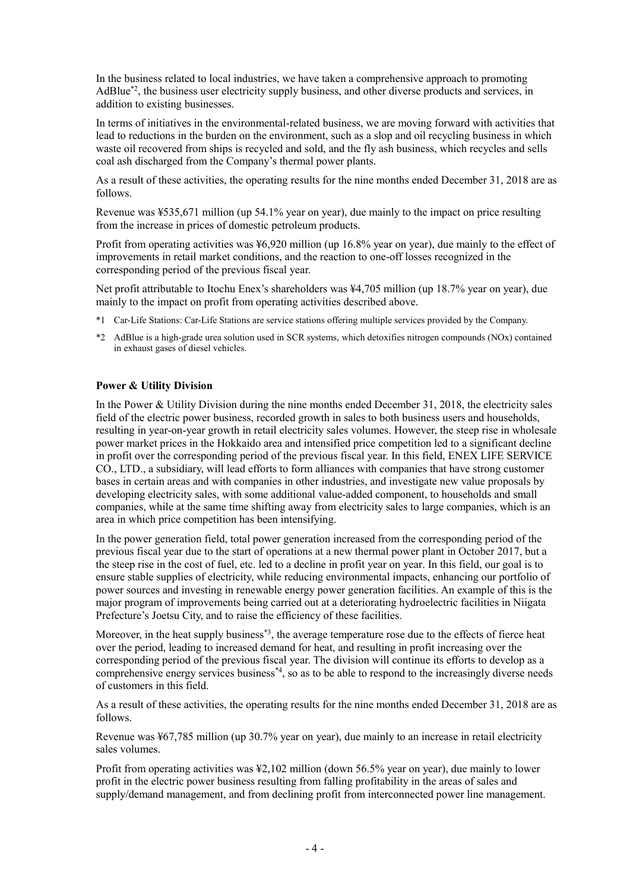In the business related to local industries, we have taken a comprehensive approach to promoting AdBlue[*2], the business user electricity supply business, and other diverse products and services, in addition to existing businesses.

In terms of initiatives in the environmental-related business, we are moving forward with activities that lead to reductions in the burden on the environment, such as a slop and oil recycling business in which waste oil recovered from ships is recycled and sold, and the fly ash business, which recycles and sells coal ash discharged from the Company's thermal power plants.

As a result of these activities, the operating results for the nine months ended December 31, 2018 are as follows.

Revenue was ¥535,671 million (up 54.1% year on year), due mainly to the impact on price resulting from the increase in prices of domestic petroleum products.

Profit from operating activities was ¥6,920 million (up 16.8% year on year), due mainly to the effect of improvements in retail market conditions, and the reaction to one-off losses recognized in the corresponding period of the previous fiscal year.

Net profit attributable to Itochu Enex's shareholders was ¥4,705 million (up 18.7% year on year), due mainly to the impact on profit from operating activities described above.

\*1 Car-Life Stations: Car-Life Stations are service stations offering multiple services provided by the Company.

\*2 AdBlue is a high-grade urea solution used in SCR systems, which detoxifies nitrogen compounds (NOx) contained in exhaust gases of diesel vehicles.

**Power & Utility Division**

In the Power & Utility Division during the nine months ended December 31, 2018, the electricity sales field of the electric power business, recorded growth in sales to both business users and households, resulting in year-on-year growth in retail electricity sales volumes. However, the steep rise in wholesale power market prices in the Hokkaido area and intensified price competition led to a significant decline in profit over the corresponding period of the previous fiscal year. In this field, ENEX LIFE SERVICE CO., LTD., a subsidiary, will lead efforts to form alliances with companies that have strong customer bases in certain areas and with companies in other industries, and investigate new value proposals by developing electricity sales, with some additional value-added component, to households and small companies, while at the same time shifting away from electricity sales to large companies, which is an area in which price competition has been intensifying.

In the power generation field, total power generation increased from the corresponding period of the previous fiscal year due to the start of operations at a new thermal power plant in October 2017, but a the steep rise in the cost of fuel, etc. led to a decline in profit year on year. In this field, our goal is to ensure stable supplies of electricity, while reducing environmental impacts, enhancing our portfolio of power sources and investing in renewable energy power generation facilities. An example of this is the major program of improvements being carried out at a deteriorating hydroelectric facilities in Niigata Prefecture's Joetsu City, and to raise the efficiency of these facilities.

Moreover, in the heat supply business[*3], the average temperature rose due to the effects of fierce heat over the period, leading to increased demand for heat, and resulting in profit increasing over the corresponding period of the previous fiscal year. The division will continue its efforts to develop as a comprehensive energy services business[*4], so as to be able to respond to the increasingly diverse needs of customers in this field.

As a result of these activities, the operating results for the nine months ended December 31, 2018 are as follows.

Revenue was ¥67,785 million (up 30.7% year on year), due mainly to an increase in retail electricity sales volumes.

Profit from operating activities was ¥2,102 million (down 56.5% year on year), due mainly to lower profit in the electric power business resulting from falling profitability in the areas of sales and supply/demand management, and from declining profit from interconnected power line management.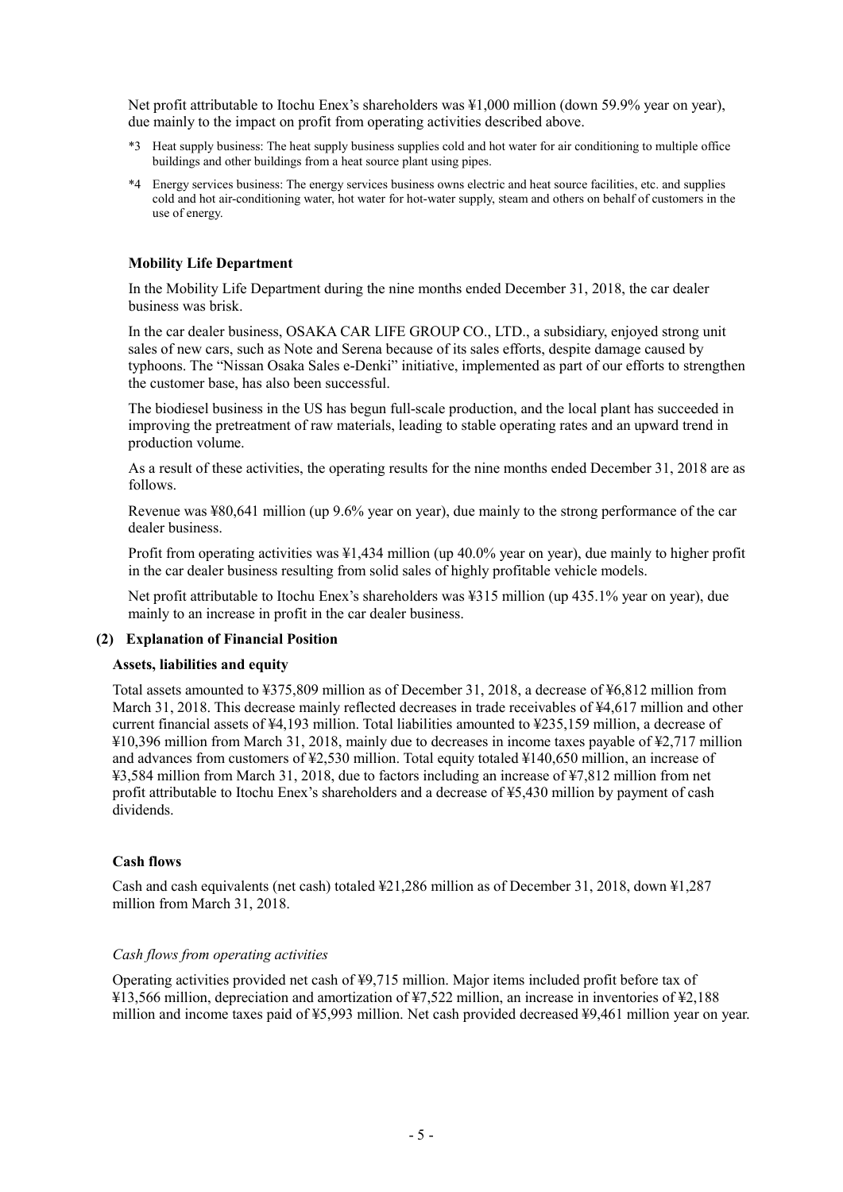Net profit attributable to Itochu Enex's shareholders was ¥1,000 million (down 59.9% year on year), due mainly to the impact on profit from operating activities described above.

*3 Heat supply business: The heat supply business supplies cold and hot water for air conditioning to multiple office buildings and other buildings from a heat source plant using pipes.

*4 Energy services business: The energy services business owns electric and heat source facilities, etc. and supplies cold and hot air-conditioning water, hot water for hot-water supply, steam and others on behalf of customers in the use of energy.

**Mobility Life Department**

In the Mobility Life Department during the nine months ended December 31, 2018, the car dealer business was brisk.

In the car dealer business, OSAKA CAR LIFE GROUP CO., LTD., a subsidiary, enjoyed strong unit sales of new cars, such as Note and Serena because of its sales efforts, despite damage caused by typhoons. The "Nissan Osaka Sales e-Denki" initiative, implemented as part of our efforts to strengthen the customer base, has also been successful.

The biodiesel business in the US has begun full-scale production, and the local plant has succeeded in improving the pretreatment of raw materials, leading to stable operating rates and an upward trend in production volume.

As a result of these activities, the operating results for the nine months ended December 31, 2018 are as follows.

Revenue was ¥80,641 million (up 9.6% year on year), due mainly to the strong performance of the car dealer business.

Profit from operating activities was ¥1,434 million (up 40.0% year on year), due mainly to higher profit in the car dealer business resulting from solid sales of highly profitable vehicle models.

Net profit attributable to Itochu Enex's shareholders was ¥315 million (up 435.1% year on year), due mainly to an increase in profit in the car dealer business.

### (2) Explanation of Financial Position

**Assets, liabilities and equity**

Total assets amounted to ¥375,809 million as of December 31, 2018, a decrease of ¥6,812 million from March 31, 2018. This decrease mainly reflected decreases in trade receivables of ¥4,617 million and other current financial assets of ¥4,193 million. Total liabilities amounted to ¥235,159 million, a decrease of ¥10,396 million from March 31, 2018, mainly due to decreases in income taxes payable of ¥2,717 million and advances from customers of ¥2,530 million. Total equity totaled ¥140,650 million, an increase of ¥3,584 million from March 31, 2018, due to factors including an increase of ¥7,812 million from net profit attributable to Itochu Enex's shareholders and a decrease of ¥5,430 million by payment of cash dividends.

**Cash flows**

Cash and cash equivalents (net cash) totaled ¥21,286 million as of December 31, 2018, down ¥1,287 million from March 31, 2018.

*Cash flows from operating activities*

Operating activities provided net cash of ¥9,715 million. Major items included profit before tax of ¥13,566 million, depreciation and amortization of ¥7,522 million, an increase in inventories of ¥2,188 million and income taxes paid of ¥5,993 million. Net cash provided decreased ¥9,461 million year on year.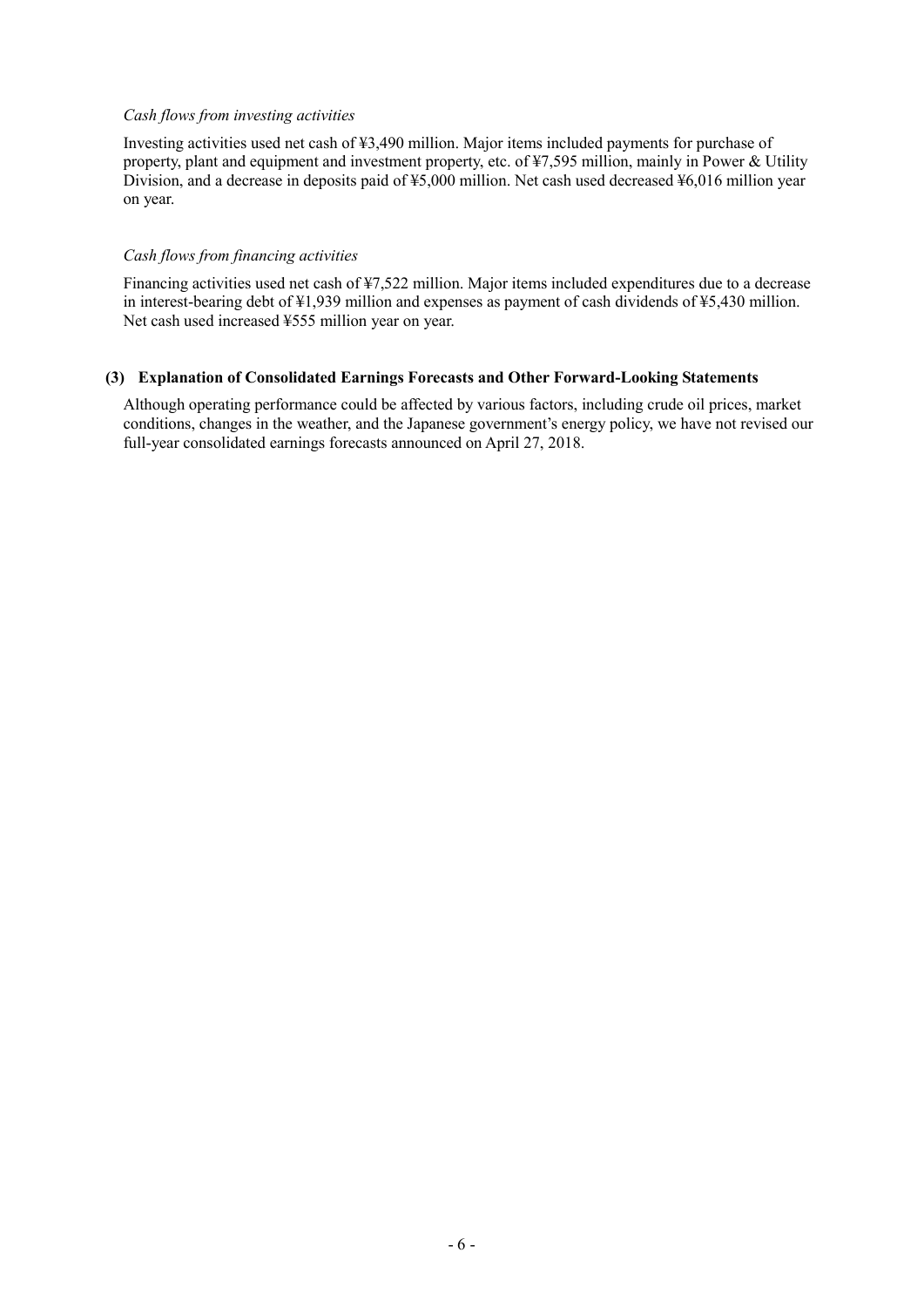*Cash flows from investing activities*

Investing activities used net cash of ¥3,490 million. Major items included payments for purchase of property, plant and equipment and investment property, etc. of ¥7,595 million, mainly in Power & Utility Division, and a decrease in deposits paid of ¥5,000 million. Net cash used decreased ¥6,016 million year on year.

*Cash flows from financing activities*

Financing activities used net cash of ¥7,522 million. Major items included expenditures due to a decrease in interest-bearing debt of ¥1,939 million and expenses as payment of cash dividends of ¥5,430 million. Net cash used increased ¥555 million year on year.

### (3) Explanation of Consolidated Earnings Forecasts and Other Forward-Looking Statements

Although operating performance could be affected by various factors, including crude oil prices, market conditions, changes in the weather, and the Japanese government's energy policy, we have not revised our full-year consolidated earnings forecasts announced on April 27, 2018.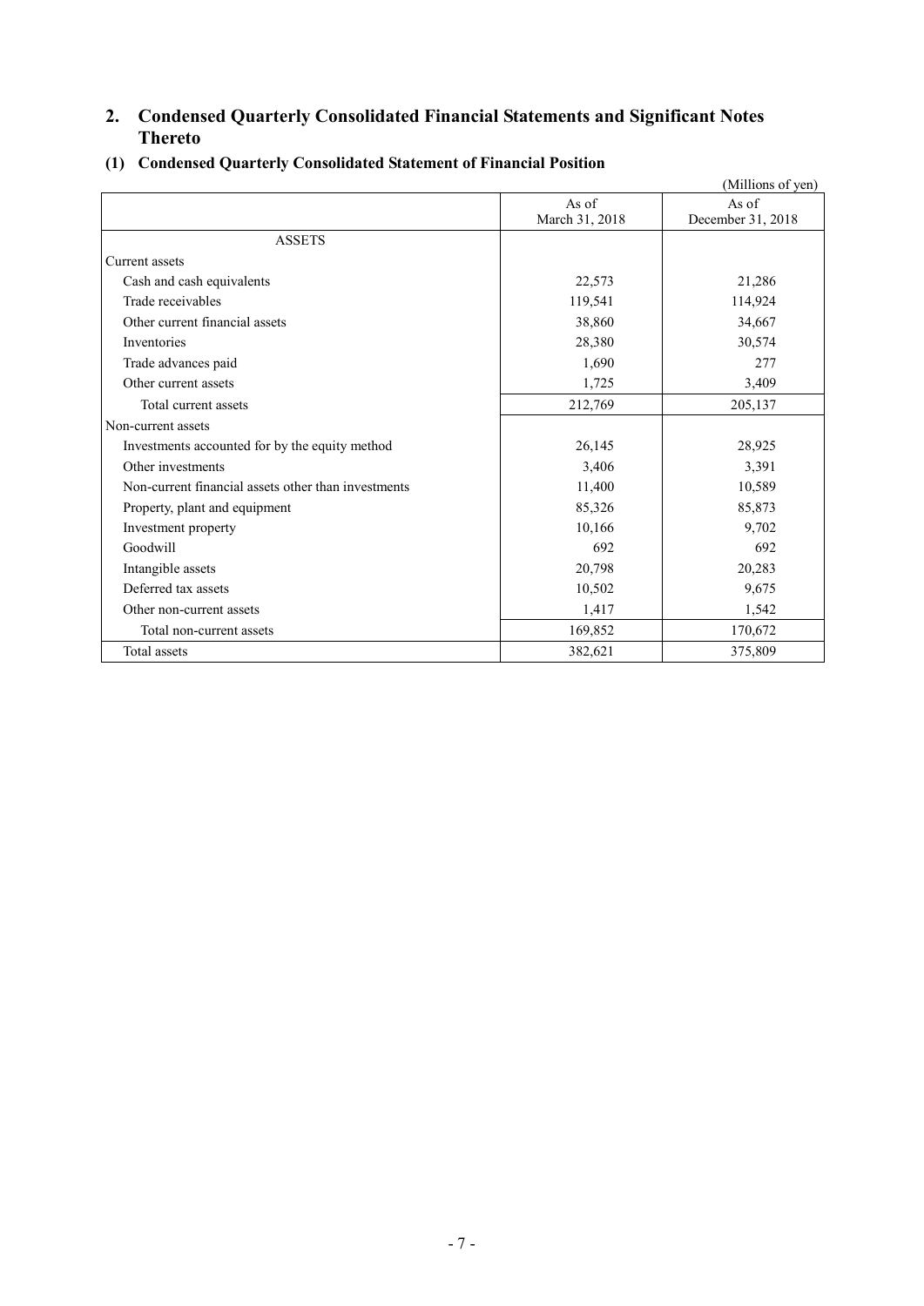## 2. Condensed Quarterly Consolidated Financial Statements and Significant Notes Thereto

### (1) Condensed Quarterly Consolidated Statement of Financial Position

(Millions of yen)

| | As of March 31, 2018 | As of December 31, 2018 |
|---|---|---|
| ASSETS | | |
| Current assets | | |
| Cash and cash equivalents | 22,573 | 21,286 |
| Trade receivables | 119,541 | 114,924 |
| Other current financial assets | 38,860 | 34,667 |
| Inventories | 28,380 | 30,574 |
| Trade advances paid | 1,690 | 277 |
| Other current assets | 1,725 | 3,409 |
| Total current assets | 212,769 | 205,137 |
| Non-current assets | | |
| Investments accounted for by the equity method | 26,145 | 28,925 |
| Other investments | 3,406 | 3,391 |
| Non-current financial assets other than investments | 11,400 | 10,589 |
| Property, plant and equipment | 85,326 | 85,873 |
| Investment property | 10,166 | 9,702 |
| Goodwill | 692 | 692 |
| Intangible assets | 20,798 | 20,283 |
| Deferred tax assets | 10,502 | 9,675 |
| Other non-current assets | 1,417 | 1,542 |
| Total non-current assets | 169,852 | 170,672 |
| Total assets | 382,621 | 375,809 |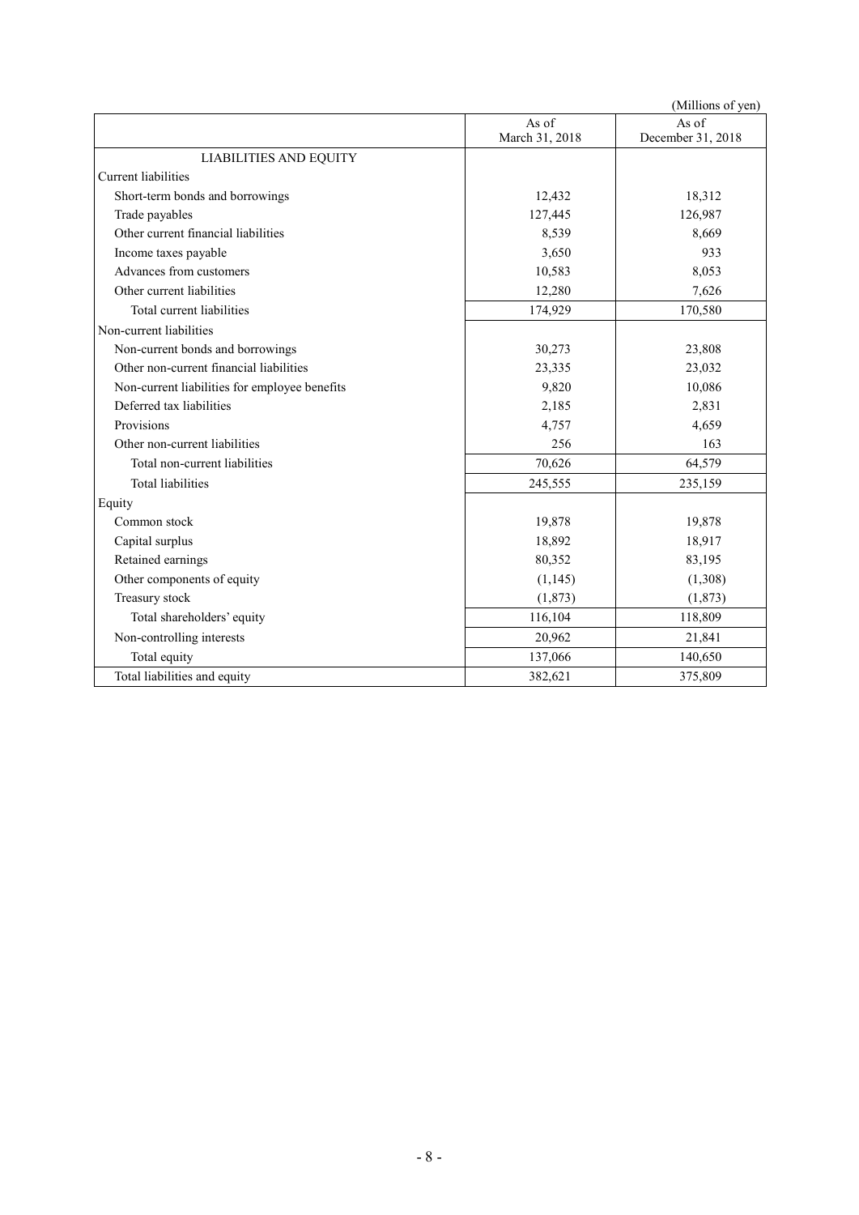(Millions of yen)

| | As of March 31, 2018 | As of December 31, 2018 |
|---|---|---|
| LIABILITIES AND EQUITY | | |
| Current liabilities | | |
| Short-term bonds and borrowings | 12,432 | 18,312 |
| Trade payables | 127,445 | 126,987 |
| Other current financial liabilities | 8,539 | 8,669 |
| Income taxes payable | 3,650 | 933 |
| Advances from customers | 10,583 | 8,053 |
| Other current liabilities | 12,280 | 7,626 |
| Total current liabilities | 174,929 | 170,580 |
| Non-current liabilities | | |
| Non-current bonds and borrowings | 30,273 | 23,808 |
| Other non-current financial liabilities | 23,335 | 23,032 |
| Non-current liabilities for employee benefits | 9,820 | 10,086 |
| Deferred tax liabilities | 2,185 | 2,831 |
| Provisions | 4,757 | 4,659 |
| Other non-current liabilities | 256 | 163 |
| Total non-current liabilities | 70,626 | 64,579 |
| Total liabilities | 245,555 | 235,159 |
| Equity | | |
| Common stock | 19,878 | 19,878 |
| Capital surplus | 18,892 | 18,917 |
| Retained earnings | 80,352 | 83,195 |
| Other components of equity | (1,145) | (1,308) |
| Treasury stock | (1,873) | (1,873) |
| Total shareholders' equity | 116,104 | 118,809 |
| Non-controlling interests | 20,962 | 21,841 |
| Total equity | 137,066 | 140,650 |
| Total liabilities and equity | 382,621 | 375,809 |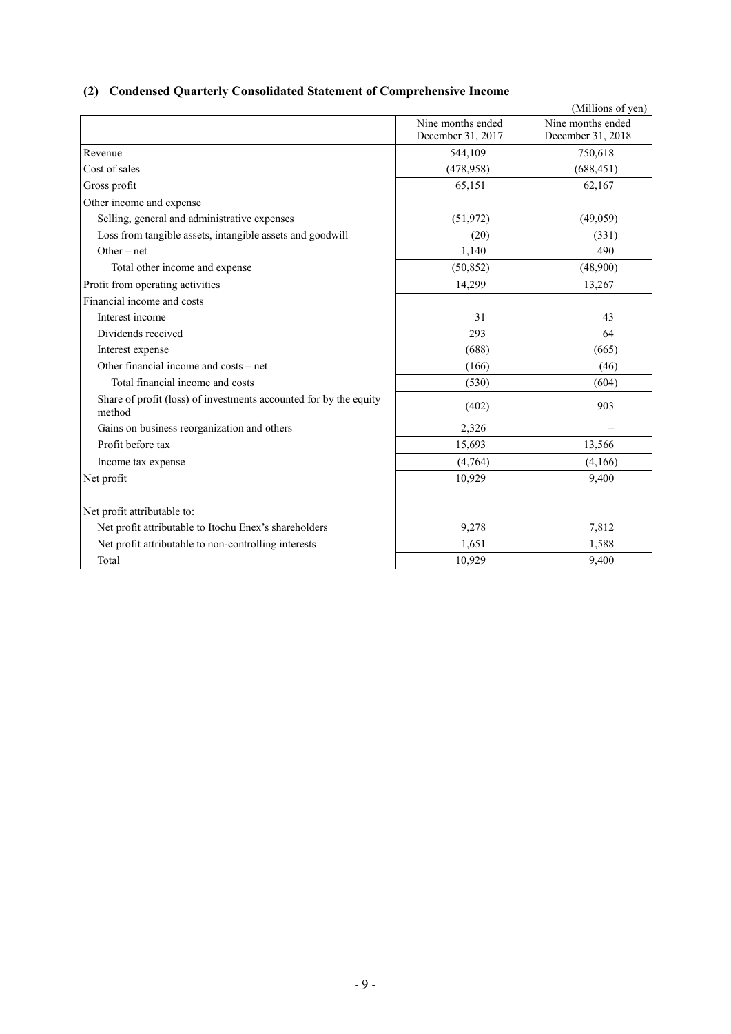## (2) Condensed Quarterly Consolidated Statement of Comprehensive Income

(Millions of yen)

| | Nine months ended December 31, 2017 | Nine months ended December 31, 2018 |
|---|---|---|
| Revenue | 544,109 | 750,618 |
| Cost of sales | (478,958) | (688,451) |
| Gross profit | 65,151 | 62,167 |
| Other income and expense | | |
| Selling, general and administrative expenses | (51,972) | (49,059) |
| Loss from tangible assets, intangible assets and goodwill | (20) | (331) |
| Other – net | 1,140 | 490 |
| Total other income and expense | (50,852) | (48,900) |
| Profit from operating activities | 14,299 | 13,267 |
| Financial income and costs | | |
| Interest income | 31 | 43 |
| Dividends received | 293 | 64 |
| Interest expense | (688) | (665) |
| Other financial income and costs – net | (166) | (46) |
| Total financial income and costs | (530) | (604) |
| Share of profit (loss) of investments accounted for by the equity method | (402) | 903 |
| Gains on business reorganization and others | 2,326 | – |
| Profit before tax | 15,693 | 13,566 |
| Income tax expense | (4,764) | (4,166) |
| Net profit | 10,929 | 9,400 |
| Net profit attributable to: | | |
| Net profit attributable to Itochu Enex's shareholders | 9,278 | 7,812 |
| Net profit attributable to non-controlling interests | 1,651 | 1,588 |
| Total | 10,929 | 9,400 |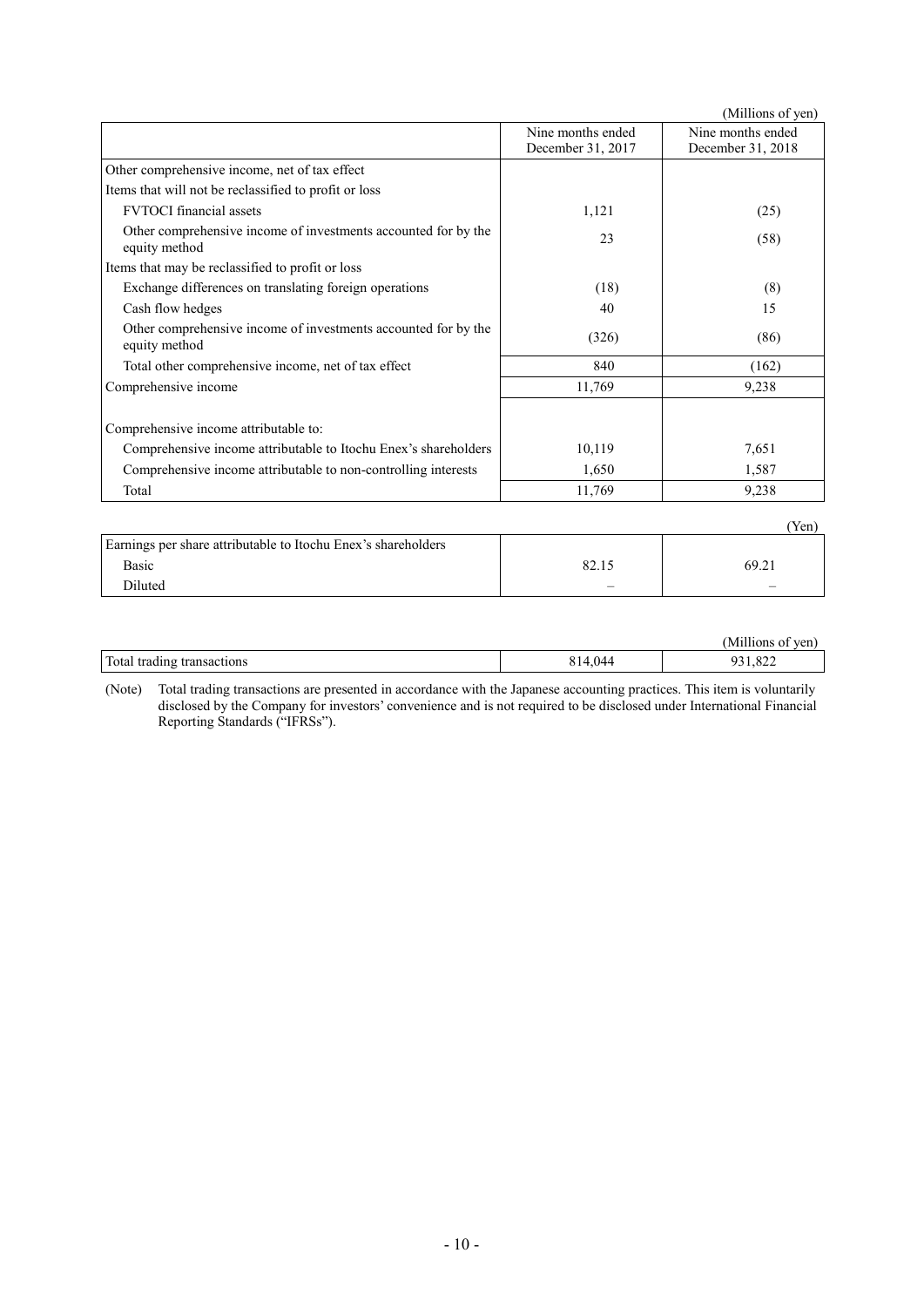(Millions of yen)

| | Nine months ended December 31, 2017 | Nine months ended December 31, 2018 |
|---|---|---|
| Other comprehensive income, net of tax effect | | |
| Items that will not be reclassified to profit or loss | | |
| FVTOCI financial assets | 1,121 | (25) |
| Other comprehensive income of investments accounted for by the equity method | 23 | (58) |
| Items that may be reclassified to profit or loss | | |
| Exchange differences on translating foreign operations | (18) | (8) |
| Cash flow hedges | 40 | 15 |
| Other comprehensive income of investments accounted for by the equity method | (326) | (86) |
| Total other comprehensive income, net of tax effect | 840 | (162) |
| Comprehensive income | 11,769 | 9,238 |
| Comprehensive income attributable to: | | |
| Comprehensive income attributable to Itochu Enex's shareholders | 10,119 | 7,651 |
| Comprehensive income attributable to non-controlling interests | 1,650 | 1,587 |
| Total | 11,769 | 9,238 |

(Yen)

| | | |
|---|---|---|
| Earnings per share attributable to Itochu Enex's shareholders | | |
| Basic | 82.15 | 69.21 |
| Diluted | – | – |

(Millions of yen)

| | | |
|---|---|---|
| Total trading transactions | 814,044 | 931,822 |

(Note) Total trading transactions are presented in accordance with the Japanese accounting practices. This item is voluntarily disclosed by the Company for investors' convenience and is not required to be disclosed under International Financial Reporting Standards ("IFRSs").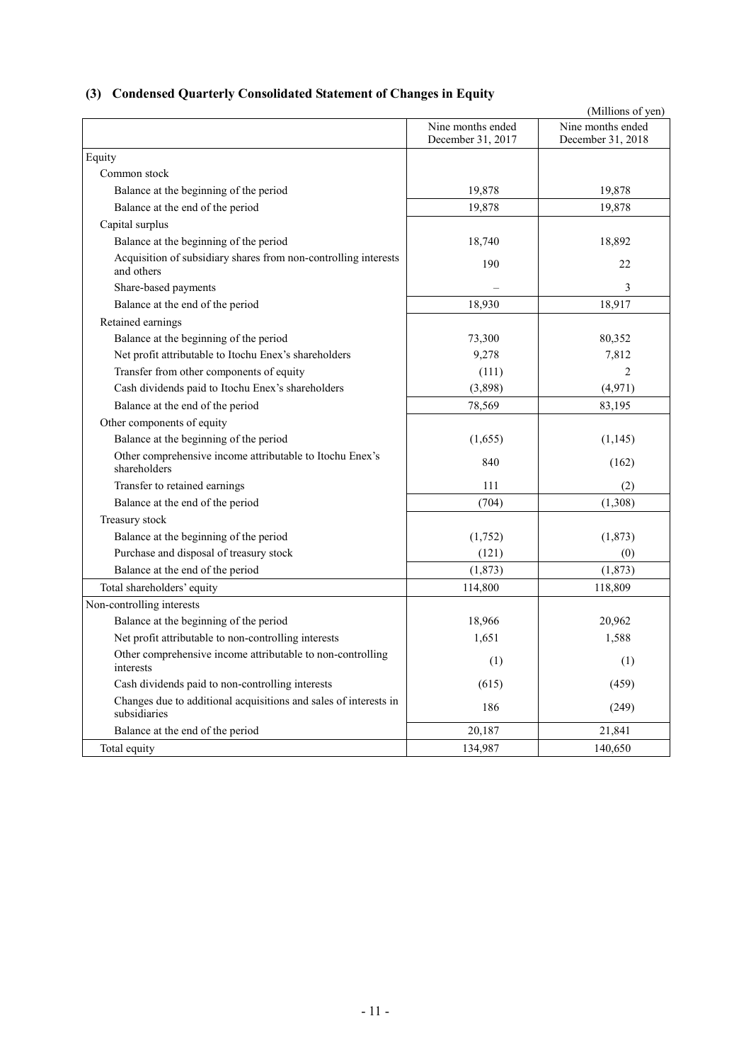### (3) Condensed Quarterly Consolidated Statement of Changes in Equity

(Millions of yen)

| | Nine months ended December 31, 2017 | Nine months ended December 31, 2018 |
|---|---|---|
| Equity | | |
| Common stock | | |
| Balance at the beginning of the period | 19,878 | 19,878 |
| Balance at the end of the period | 19,878 | 19,878 |
| Capital surplus | | |
| Balance at the beginning of the period | 18,740 | 18,892 |
| Acquisition of subsidiary shares from non-controlling interests and others | 190 | 22 |
| Share-based payments | – | 3 |
| Balance at the end of the period | 18,930 | 18,917 |
| Retained earnings | | |
| Balance at the beginning of the period | 73,300 | 80,352 |
| Net profit attributable to Itochu Enex's shareholders | 9,278 | 7,812 |
| Transfer from other components of equity | (111) | 2 |
| Cash dividends paid to Itochu Enex's shareholders | (3,898) | (4,971) |
| Balance at the end of the period | 78,569 | 83,195 |
| Other components of equity | | |
| Balance at the beginning of the period | (1,655) | (1,145) |
| Other comprehensive income attributable to Itochu Enex's shareholders | 840 | (162) |
| Transfer to retained earnings | 111 | (2) |
| Balance at the end of the period | (704) | (1,308) |
| Treasury stock | | |
| Balance at the beginning of the period | (1,752) | (1,873) |
| Purchase and disposal of treasury stock | (121) | (0) |
| Balance at the end of the period | (1,873) | (1,873) |
| Total shareholders' equity | 114,800 | 118,809 |
| Non-controlling interests | | |
| Balance at the beginning of the period | 18,966 | 20,962 |
| Net profit attributable to non-controlling interests | 1,651 | 1,588 |
| Other comprehensive income attributable to non-controlling interests | (1) | (1) |
| Cash dividends paid to non-controlling interests | (615) | (459) |
| Changes due to additional acquisitions and sales of interests in subsidiaries | 186 | (249) |
| Balance at the end of the period | 20,187 | 21,841 |
| Total equity | 134,987 | 140,650 |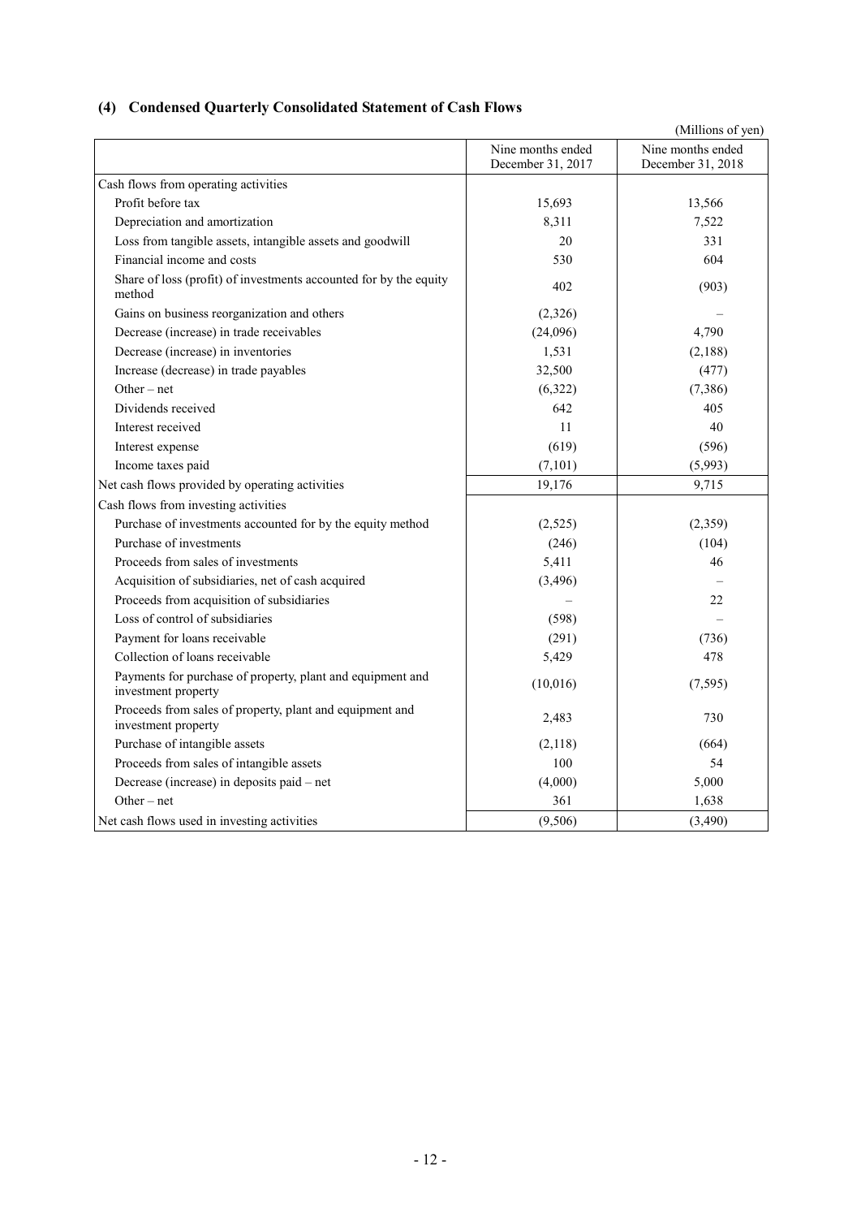## (4) Condensed Quarterly Consolidated Statement of Cash Flows

(Millions of yen)

| | Nine months ended December 31, 2017 | Nine months ended December 31, 2018 |
|---|---|---|
| Cash flows from operating activities | | |
| Profit before tax | 15,693 | 13,566 |
| Depreciation and amortization | 8,311 | 7,522 |
| Loss from tangible assets, intangible assets and goodwill | 20 | 331 |
| Financial income and costs | 530 | 604 |
| Share of loss (profit) of investments accounted for by the equity method | 402 | (903) |
| Gains on business reorganization and others | (2,326) | – |
| Decrease (increase) in trade receivables | (24,096) | 4,790 |
| Decrease (increase) in inventories | 1,531 | (2,188) |
| Increase (decrease) in trade payables | 32,500 | (477) |
| Other – net | (6,322) | (7,386) |
| Dividends received | 642 | 405 |
| Interest received | 11 | 40 |
| Interest expense | (619) | (596) |
| Income taxes paid | (7,101) | (5,993) |
| Net cash flows provided by operating activities | 19,176 | 9,715 |
| Cash flows from investing activities | | |
| Purchase of investments accounted for by the equity method | (2,525) | (2,359) |
| Purchase of investments | (246) | (104) |
| Proceeds from sales of investments | 5,411 | 46 |
| Acquisition of subsidiaries, net of cash acquired | (3,496) | – |
| Proceeds from acquisition of subsidiaries | – | 22 |
| Loss of control of subsidiaries | (598) | – |
| Payment for loans receivable | (291) | (736) |
| Collection of loans receivable | 5,429 | 478 |
| Payments for purchase of property, plant and equipment and investment property | (10,016) | (7,595) |
| Proceeds from sales of property, plant and equipment and investment property | 2,483 | 730 |
| Purchase of intangible assets | (2,118) | (664) |
| Proceeds from sales of intangible assets | 100 | 54 |
| Decrease (increase) in deposits paid – net | (4,000) | 5,000 |
| Other – net | 361 | 1,638 |
| Net cash flows used in investing activities | (9,506) | (3,490) |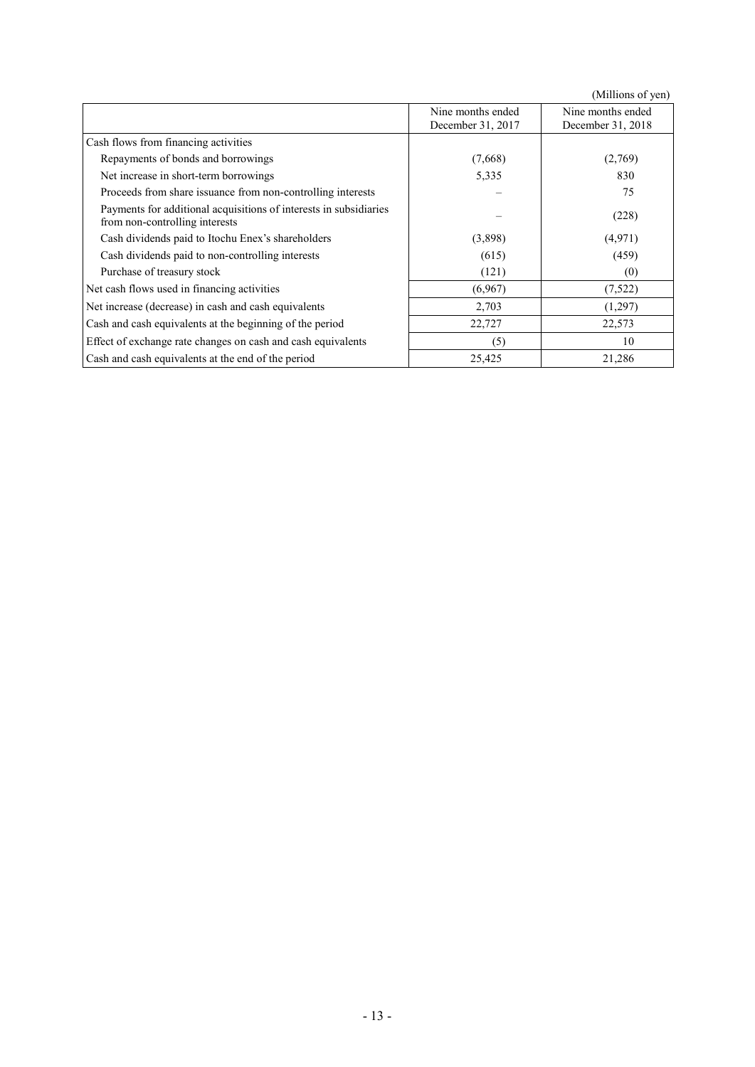(Millions of yen)

| | Nine months ended December 31, 2017 | Nine months ended December 31, 2018 |
|---|---|---|
| Cash flows from financing activities | | |
| Repayments of bonds and borrowings | (7,668) | (2,769) |
| Net increase in short-term borrowings | 5,335 | 830 |
| Proceeds from share issuance from non-controlling interests | – | 75 |
| Payments for additional acquisitions of interests in subsidiaries from non-controlling interests | – | (228) |
| Cash dividends paid to Itochu Enex's shareholders | (3,898) | (4,971) |
| Cash dividends paid to non-controlling interests | (615) | (459) |
| Purchase of treasury stock | (121) | (0) |
| Net cash flows used in financing activities | (6,967) | (7,522) |
| Net increase (decrease) in cash and cash equivalents | 2,703 | (1,297) |
| Cash and cash equivalents at the beginning of the period | 22,727 | 22,573 |
| Effect of exchange rate changes on cash and cash equivalents | (5) | 10 |
| Cash and cash equivalents at the end of the period | 25,425 | 21,286 |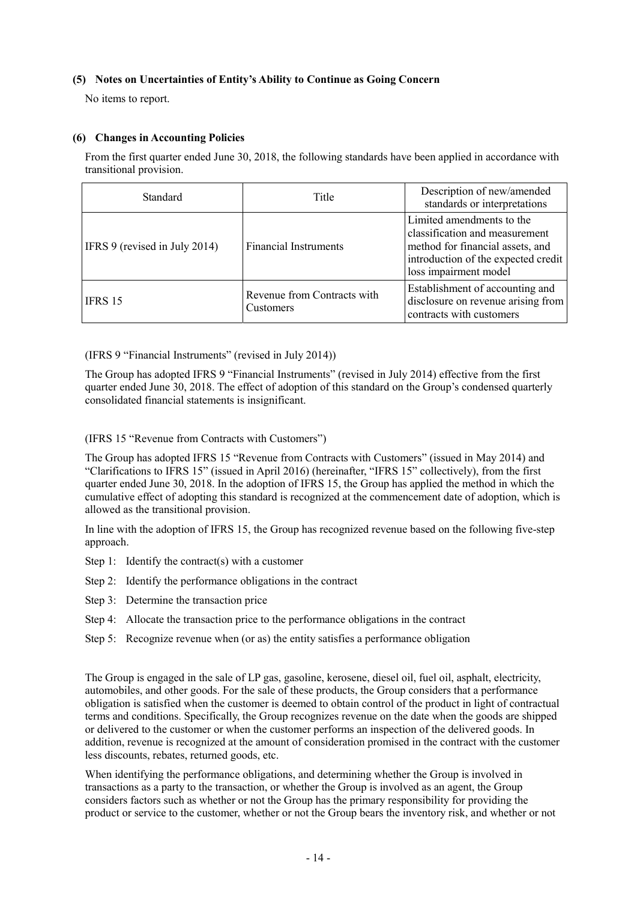### (5) Notes on Uncertainties of Entity's Ability to Continue as Going Concern

No items to report.

### (6) Changes in Accounting Policies

From the first quarter ended June 30, 2018, the following standards have been applied in accordance with transitional provision.

| Standard | Title | Description of new/amended standards or interpretations |
|---|---|---|
| IFRS 9 (revised in July 2014) | Financial Instruments | Limited amendments to the classification and measurement method for financial assets, and introduction of the expected credit loss impairment model |
| IFRS 15 | Revenue from Contracts with Customers | Establishment of accounting and disclosure on revenue arising from contracts with customers |

(IFRS 9 "Financial Instruments" (revised in July 2014))

The Group has adopted IFRS 9 "Financial Instruments" (revised in July 2014) effective from the first quarter ended June 30, 2018. The effect of adoption of this standard on the Group's condensed quarterly consolidated financial statements is insignificant.

(IFRS 15 "Revenue from Contracts with Customers")

The Group has adopted IFRS 15 "Revenue from Contracts with Customers" (issued in May 2014) and "Clarifications to IFRS 15" (issued in April 2016) (hereinafter, "IFRS 15" collectively), from the first quarter ended June 30, 2018. In the adoption of IFRS 15, the Group has applied the method in which the cumulative effect of adopting this standard is recognized at the commencement date of adoption, which is allowed as the transitional provision.

In line with the adoption of IFRS 15, the Group has recognized revenue based on the following five-step approach.

Step 1: Identify the contract(s) with a customer

Step 2: Identify the performance obligations in the contract

Step 3: Determine the transaction price

Step 4: Allocate the transaction price to the performance obligations in the contract

Step 5: Recognize revenue when (or as) the entity satisfies a performance obligation

The Group is engaged in the sale of LP gas, gasoline, kerosene, diesel oil, fuel oil, asphalt, electricity, automobiles, and other goods. For the sale of these products, the Group considers that a performance obligation is satisfied when the customer is deemed to obtain control of the product in light of contractual terms and conditions. Specifically, the Group recognizes revenue on the date when the goods are shipped or delivered to the customer or when the customer performs an inspection of the delivered goods. In addition, revenue is recognized at the amount of consideration promised in the contract with the customer less discounts, rebates, returned goods, etc.

When identifying the performance obligations, and determining whether the Group is involved in transactions as a party to the transaction, or whether the Group is involved as an agent, the Group considers factors such as whether or not the Group has the primary responsibility for providing the product or service to the customer, whether or not the Group bears the inventory risk, and whether or not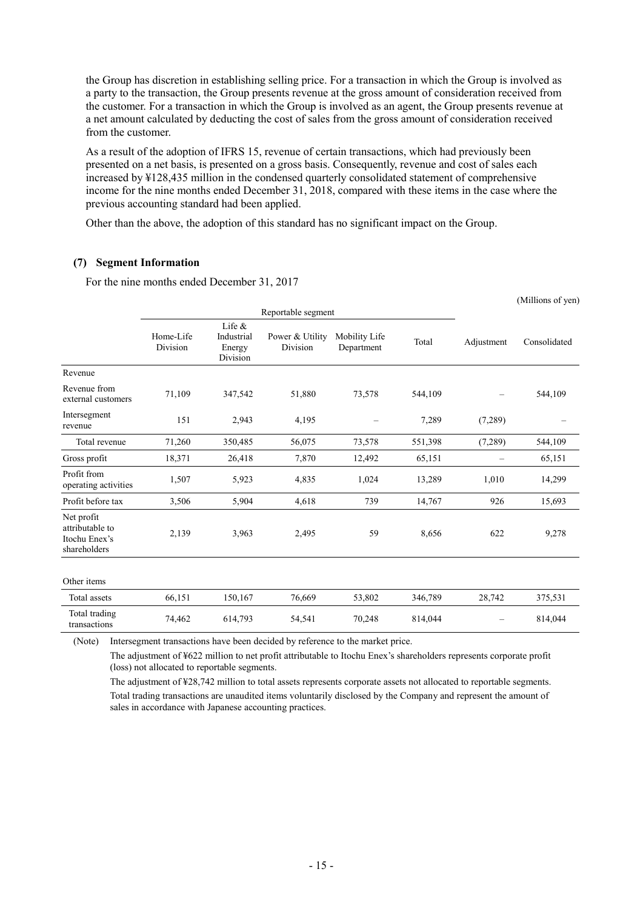the Group has discretion in establishing selling price. For a transaction in which the Group is involved as a party to the transaction, the Group presents revenue at the gross amount of consideration received from the customer. For a transaction in which the Group is involved as an agent, the Group presents revenue at a net amount calculated by deducting the cost of sales from the gross amount of consideration received from the customer.

As a result of the adoption of IFRS 15, revenue of certain transactions, which had previously been presented on a net basis, is presented on a gross basis. Consequently, revenue and cost of sales each increased by ¥128,435 million in the condensed quarterly consolidated statement of comprehensive income for the nine months ended December 31, 2018, compared with these items in the case where the previous accounting standard had been applied.

Other than the above, the adoption of this standard has no significant impact on the Group.

### (7) Segment Information

For the nine months ended December 31, 2017

(Millions of yen)

| | Reportable segment | | | | | | |
|---|---|---|---|---|---|---|---|
| | Home-Life Division | Life & Industrial Energy Division | Power & Utility Division | Mobility Life Department | Total | Adjustment | Consolidated |
| Revenue | | | | | | | |
| Revenue from external customers | 71,109 | 347,542 | 51,880 | 73,578 | 544,109 | – | 544,109 |
| Intersegment revenue | 151 | 2,943 | 4,195 | – | 7,289 | (7,289) | – |
| Total revenue | 71,260 | 350,485 | 56,075 | 73,578 | 551,398 | (7,289) | 544,109 |
| Gross profit | 18,371 | 26,418 | 7,870 | 12,492 | 65,151 | – | 65,151 |
| Profit from operating activities | 1,507 | 5,923 | 4,835 | 1,024 | 13,289 | 1,010 | 14,299 |
| Profit before tax | 3,506 | 5,904 | 4,618 | 739 | 14,767 | 926 | 15,693 |
| Net profit attributable to Itochu Enex's shareholders | 2,139 | 3,963 | 2,495 | 59 | 8,656 | 622 | 9,278 |
| | | | | | | | |
| Other items | | | | | | | |
| Total assets | 66,151 | 150,167 | 76,669 | 53,802 | 346,789 | 28,742 | 375,531 |
| Total trading transactions | 74,462 | 614,793 | 54,541 | 70,248 | 814,044 | – | 814,044 |

(Note) Intersegment transactions have been decided by reference to the market price.

The adjustment of ¥622 million to net profit attributable to Itochu Enex's shareholders represents corporate profit (loss) not allocated to reportable segments.

The adjustment of ¥28,742 million to total assets represents corporate assets not allocated to reportable segments.

Total trading transactions are unaudited items voluntarily disclosed by the Company and represent the amount of sales in accordance with Japanese accounting practices.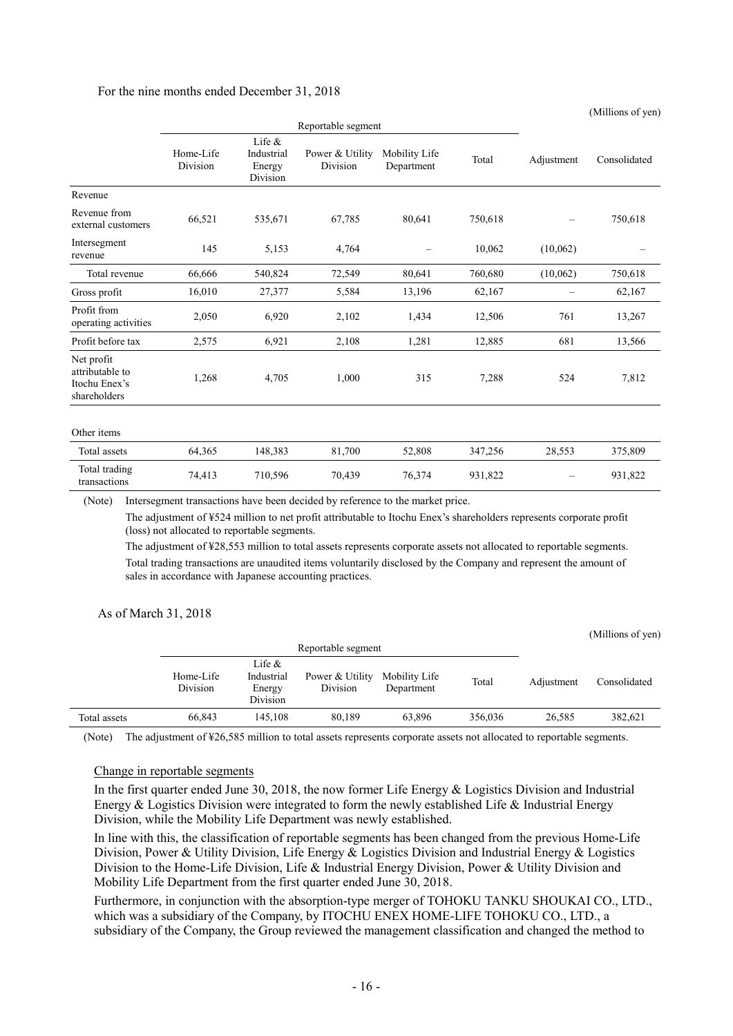For the nine months ended December 31, 2018

(Millions of yen)

| | Reportable segment | | | | | Adjustment | Consolidated |
|---|---|---|---|---|---|---|---|
| | Home-Life Division | Life & Industrial Energy Division | Power & Utility Division | Mobility Life Department | Total | | |
| Revenue | | | | | | | |
| Revenue from external customers | 66,521 | 535,671 | 67,785 | 80,641 | 750,618 | – | 750,618 |
| Intersegment revenue | 145 | 5,153 | 4,764 | – | 10,062 | (10,062) | – |
| Total revenue | 66,666 | 540,824 | 72,549 | 80,641 | 760,680 | (10,062) | 750,618 |
| Gross profit | 16,010 | 27,377 | 5,584 | 13,196 | 62,167 | – | 62,167 |
| Profit from operating activities | 2,050 | 6,920 | 2,102 | 1,434 | 12,506 | 761 | 13,267 |
| Profit before tax | 2,575 | 6,921 | 2,108 | 1,281 | 12,885 | 681 | 13,566 |
| Net profit attributable to Itochu Enex's shareholders | 1,268 | 4,705 | 1,000 | 315 | 7,288 | 524 | 7,812 |
| Other items | | | | | | | |
| Total assets | 64,365 | 148,383 | 81,700 | 52,808 | 347,256 | 28,553 | 375,809 |
| Total trading transactions | 74,413 | 710,596 | 70,439 | 76,374 | 931,822 | – | 931,822 |

(Note) Intersegment transactions have been decided by reference to the market price.

The adjustment of ¥524 million to net profit attributable to Itochu Enex's shareholders represents corporate profit (loss) not allocated to reportable segments.

The adjustment of ¥28,553 million to total assets represents corporate assets not allocated to reportable segments.

Total trading transactions are unaudited items voluntarily disclosed by the Company and represent the amount of sales in accordance with Japanese accounting practices.

As of March 31, 2018

(Millions of yen)

| | Reportable segment | | | | | Adjustment | Consolidated |
|---|---|---|---|---|---|---|---|
| | Home-Life Division | Life & Industrial Energy Division | Power & Utility Division | Mobility Life Department | Total | | |
| Total assets | 66,843 | 145,108 | 80,189 | 63,896 | 356,036 | 26,585 | 382,621 |

(Note) The adjustment of ¥26,585 million to total assets represents corporate assets not allocated to reportable segments.

Change in reportable segments

In the first quarter ended June 30, 2018, the now former Life Energy & Logistics Division and Industrial Energy & Logistics Division were integrated to form the newly established Life & Industrial Energy Division, while the Mobility Life Department was newly established.

In line with this, the classification of reportable segments has been changed from the previous Home-Life Division, Power & Utility Division, Life Energy & Logistics Division and Industrial Energy & Logistics Division to the Home-Life Division, Life & Industrial Energy Division, Power & Utility Division and Mobility Life Department from the first quarter ended June 30, 2018.

Furthermore, in conjunction with the absorption-type merger of TOHOKU TANKU SHOUKAI CO., LTD., which was a subsidiary of the Company, by ITOCHU ENEX HOME-LIFE TOHOKU CO., LTD., a subsidiary of the Company, the Group reviewed the management classification and changed the method to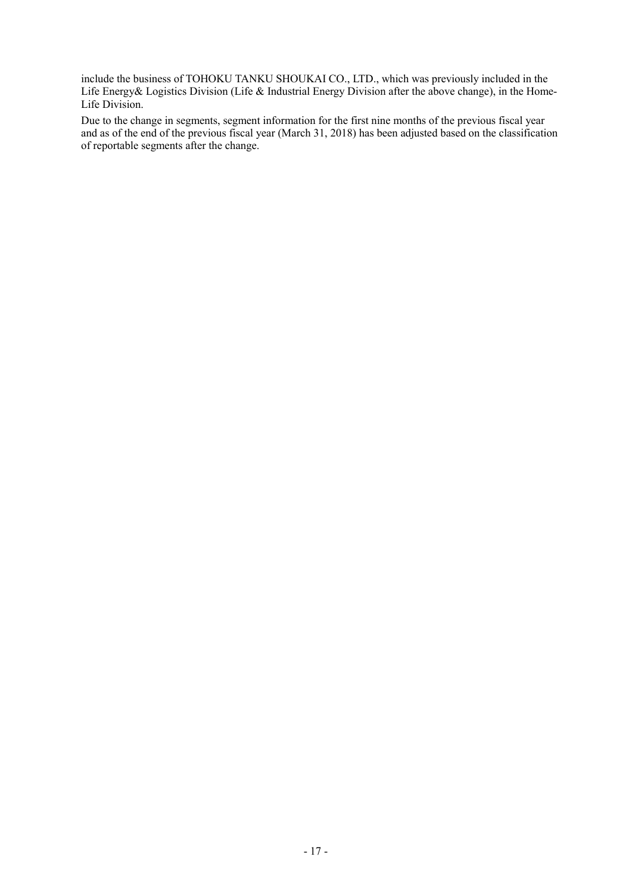include the business of TOHOKU TANKU SHOUKAI CO., LTD., which was previously included in the Life Energy& Logistics Division (Life & Industrial Energy Division after the above change), in the Home-Life Division.

Due to the change in segments, segment information for the first nine months of the previous fiscal year and as of the end of the previous fiscal year (March 31, 2018) has been adjusted based on the classification of reportable segments after the change.